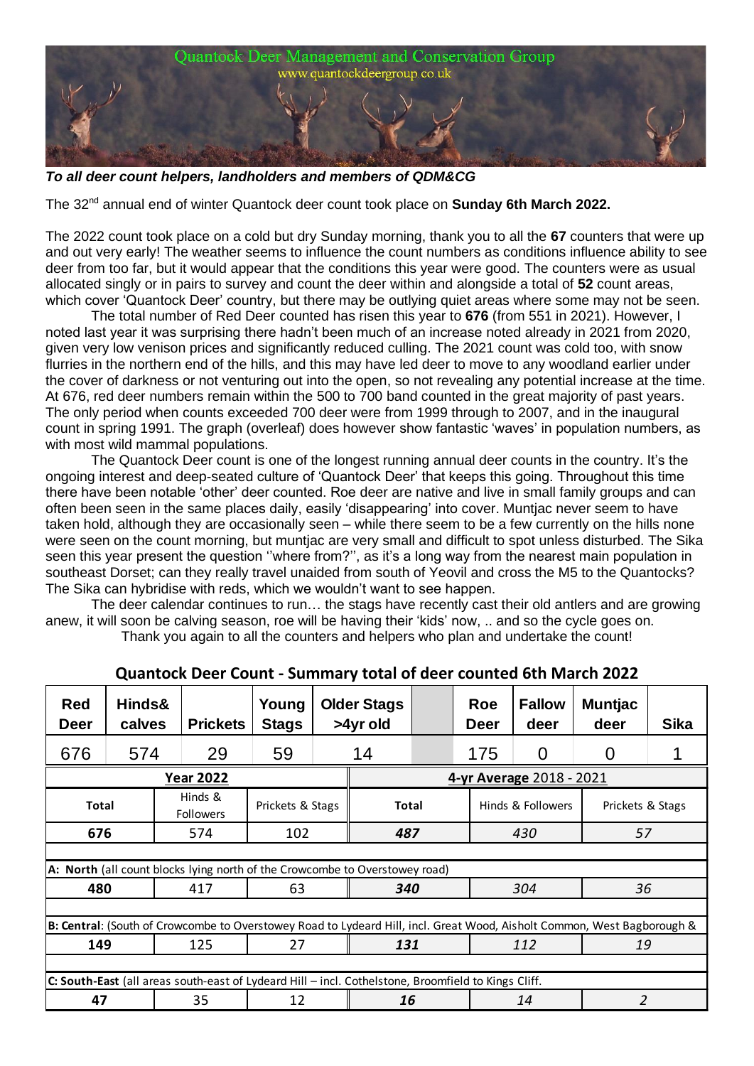# Quantock Deer Management and Conservation Group

www.quantockdeergroup.co.uk

***To all deer count helpers, landholders and members of QDM&CG***

The 32nd annual end of winter Quantock deer count took place on **Sunday 6th March 2022.**

The 2022 count took place on a cold but dry Sunday morning, thank you to all the **67** counters that were up and out very early! The weather seems to influence the count numbers as conditions influence ability to see deer from too far, but it would appear that the conditions this year were good. The counters were as usual allocated singly or in pairs to survey and count the deer within and alongside a total of **52** count areas, which cover 'Quantock Deer' country, but there may be outlying quiet areas where some may not be seen.

The total number of Red Deer counted has risen this year to **676** (from 551 in 2021). However, I noted last year it was surprising there hadn't been much of an increase noted already in 2021 from 2020, given very low venison prices and significantly reduced culling. The 2021 count was cold too, with snow flurries in the northern end of the hills, and this may have led deer to move to any woodland earlier under the cover of darkness or not venturing out into the open, so not revealing any potential increase at the time. At 676, red deer numbers remain within the 500 to 700 band counted in the great majority of past years. The only period when counts exceeded 700 deer were from 1999 through to 2007, and in the inaugural count in spring 1991. The graph (overleaf) does however show fantastic 'waves' in population numbers, as with most wild mammal populations.

The Quantock Deer count is one of the longest running annual deer counts in the country. It's the ongoing interest and deep-seated culture of 'Quantock Deer' that keeps this going. Throughout this time there have been notable 'other' deer counted. Roe deer are native and live in small family groups and can often been seen in the same places daily, easily 'disappearing' into cover. Muntjac never seem to have taken hold, although they are occasionally seen – while there seem to be a few currently on the hills none were seen on the count morning, but muntjac are very small and difficult to spot unless disturbed. The Sika seen this year present the question ''where from?'', as it's a long way from the nearest main population in southeast Dorset; can they really travel unaided from south of Yeovil and cross the M5 to the Quantocks? The Sika can hybridise with reds, which we wouldn't want to see happen.

The deer calendar continues to run… the stags have recently cast their old antlers and are growing anew, it will soon be calving season, roe will be having their 'kids' now, .. and so the cycle goes on.

Thank you again to all the counters and helpers who plan and undertake the count!

## Quantock Deer Count - Summary total of deer counted 6th March 2022

| Red Deer | Hinds& calves | Prickets | Young Stags | Older Stags >4yr old | Roe Deer | Fallow deer | Muntjac deer | Sika |
|---|---|---|---|---|---|---|---|---|
| 676 | 574 | 29 | 59 | 14 | 175 | 0 | 0 | 1 |

| Year 2022 | | | 4-yr Average 2018 - 2021 | | |
|---|---|---|---|---|---|
| **Total** | Hinds & Followers | Prickets & Stags | **Total** | Hinds & Followers | Prickets & Stags |
| **676** | 574 | 102 | ***487*** | *430* | *57* |
| **A: North** (all count blocks lying north of the Crowcombe to Overstowey road) | | | | | |
| **480** | 417 | 63 | ***340*** | *304* | *36* |
| **B: Central**: (South of Crowcombe to Overstowey Road to Lydeard Hill, incl. Great Wood, Aisholt Common, West Bagborough & | | | | | |
| **149** | 125 | 27 | ***131*** | *112* | *19* |
| **C: South-East** (all areas south-east of Lydeard Hill – incl. Cothelstone, Broomfield to Kings Cliff. | | | | | |
| **47** | 35 | 12 | ***16*** | *14* | *2* |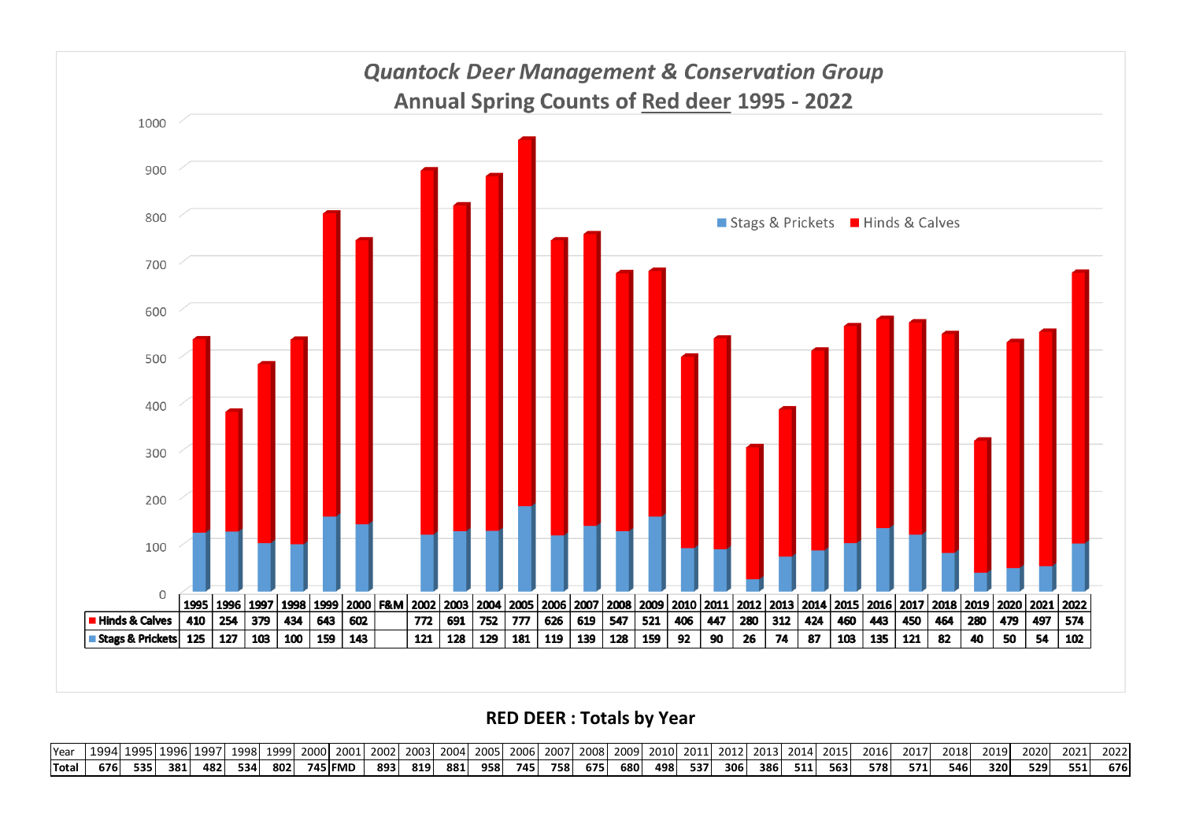*Quantock Deer Management & Conservation Group*

**Annual Spring Counts of Red deer 1995 - 2022**

1000
900
800
700
600
500
400
300
200
100
0

Stags & Prickets  Hinds & Calves

1995 1996 1997 1998 1999 2000 F&M 2002 2003 2004 2005 2006 2007 2008 2009 2010 2011 2012 2013 2014 2015 2016 2017 2018 2019 2020 2021 2022

Hinds & Calves 410 254 379 434 643 602 772 691 752 777 626 619 547 521 406 447 280 312 424 460 443 450 464 280 479 497 574

Stags & Prickets 125 127 103 100 159 143 121 128 129 181 119 139 128 159 92 90 26 74 87 103 135 121 82 40 50 54 102

## RED DEER : Totals by Year

| Year | 1994 | 1995 | 1996 | 1997 | 1998 | 1999 | 2000 | 2001 | 2002 | 2003 | 2004 | 2005 | 2006 | 2007 | 2008 | 2009 | 2010 | 2011 | 2012 | 2013 | 2014 | 2015 | 2016 | 2017 | 2018 | 2019 | 2020 | 2021 | 2022 |
|---|---|---|---|---|---|---|---|---|---|---|---|---|---|---|---|---|---|---|---|---|---|---|---|---|---|---|---|---|---|
| **Total** | 676 | 535 | 381 | 482 | 534 | 802 | 745 | FMD | 893 | 819 | 881 | 958 | 745 | 758 | 675 | 680 | 498 | 537 | 306 | 386 | 511 | 563 | 578 | 571 | 546 | 320 | 529 | 551 | 676 |